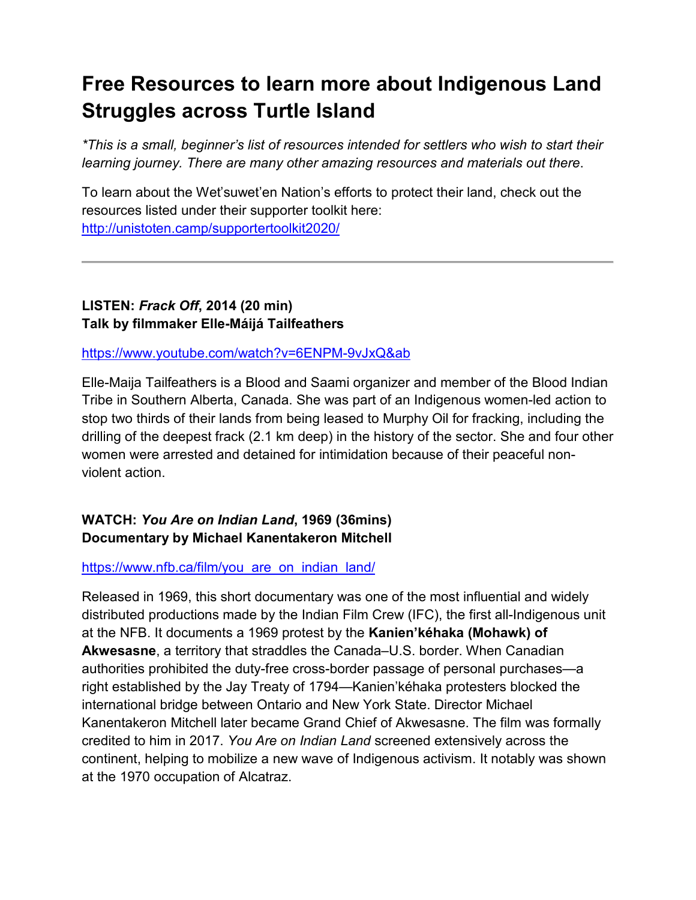# Free Resources to learn more about Indigenous Land Struggles across Turtle Island

*\*This is a small, beginner's list of resources intended for settlers who wish to start their learning journey. There are many other amazing resources and materials out there.*

To learn about the Wet'suwet'en Nation's efforts to protect their land, check out the resources listed under their supporter toolkit here: http://unistoten.camp/supportertoolkit2020/

---

**LISTEN: *Frack Off*, 2014 (20 min)**
**Talk by filmmaker Elle-Máijá Tailfeathers**

https://www.youtube.com/watch?v=6ENPM-9vJxQ&ab

Elle-Maija Tailfeathers is a Blood and Saami organizer and member of the Blood Indian Tribe in Southern Alberta, Canada. She was part of an Indigenous women-led action to stop two thirds of their lands from being leased to Murphy Oil for fracking, including the drilling of the deepest frack (2.1 km deep) in the history of the sector. She and four other women were arrested and detained for intimidation because of their peaceful non-violent action.

**WATCH: *You Are on Indian Land*, 1969 (36mins)**
**Documentary by Michael Kanentakeron Mitchell**

https://www.nfb.ca/film/you_are_on_indian_land/

Released in 1969, this short documentary was one of the most influential and widely distributed productions made by the Indian Film Crew (IFC), the first all-Indigenous unit at the NFB. It documents a 1969 protest by the **Kanien'kéhaka (Mohawk) of Akwesasne**, a territory that straddles the Canada–U.S. border. When Canadian authorities prohibited the duty-free cross-border passage of personal purchases—a right established by the Jay Treaty of 1794—Kanien'kéhaka protesters blocked the international bridge between Ontario and New York State. Director Michael Kanentakeron Mitchell later became Grand Chief of Akwesasne. The film was formally credited to him in 2017. *You Are on Indian Land* screened extensively across the continent, helping to mobilize a new wave of Indigenous activism. It notably was shown at the 1970 occupation of Alcatraz.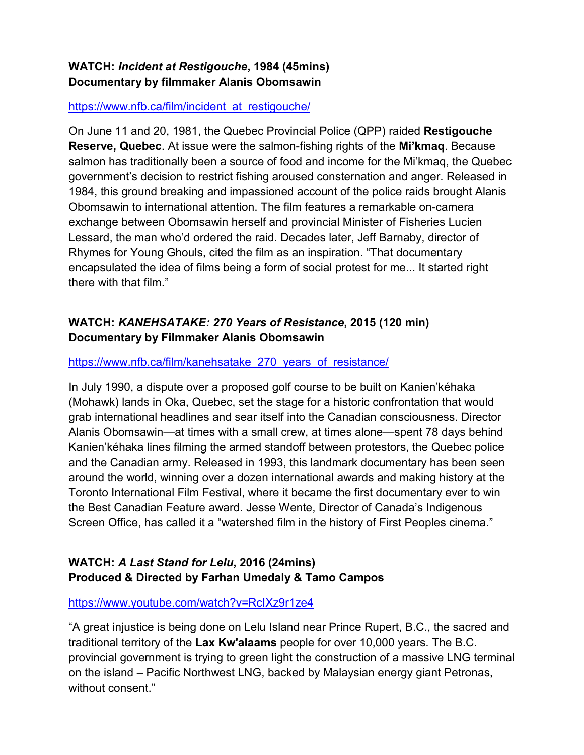**WATCH: *Incident at Restigouche*, 1984 (45mins)**
**Documentary by filmmaker Alanis Obomsawin**

https://www.nfb.ca/film/incident_at_restigouche/

On June 11 and 20, 1981, the Quebec Provincial Police (QPP) raided **Restigouche Reserve, Quebec**. At issue were the salmon-fishing rights of the **Mi'kmaq**. Because salmon has traditionally been a source of food and income for the Mi'kmaq, the Quebec government's decision to restrict fishing aroused consternation and anger. Released in 1984, this ground breaking and impassioned account of the police raids brought Alanis Obomsawin to international attention. The film features a remarkable on-camera exchange between Obomsawin herself and provincial Minister of Fisheries Lucien Lessard, the man who'd ordered the raid. Decades later, Jeff Barnaby, director of Rhymes for Young Ghouls, cited the film as an inspiration. "That documentary encapsulated the idea of films being a form of social protest for me... It started right there with that film."

**WATCH: *KANEHSATAKE: 270 Years of Resistance*, 2015 (120 min)**
**Documentary by Filmmaker Alanis Obomsawin**

https://www.nfb.ca/film/kanehsatake_270_years_of_resistance/

In July 1990, a dispute over a proposed golf course to be built on Kanien'kéhaka (Mohawk) lands in Oka, Quebec, set the stage for a historic confrontation that would grab international headlines and sear itself into the Canadian consciousness. Director Alanis Obomsawin—at times with a small crew, at times alone—spent 78 days behind Kanien'kéhaka lines filming the armed standoff between protestors, the Quebec police and the Canadian army. Released in 1993, this landmark documentary has been seen around the world, winning over a dozen international awards and making history at the Toronto International Film Festival, where it became the first documentary ever to win the Best Canadian Feature award. Jesse Wente, Director of Canada's Indigenous Screen Office, has called it a "watershed film in the history of First Peoples cinema."

**WATCH: *A Last Stand for Lelu*, 2016 (24mins)**
**Produced & Directed by Farhan Umedaly & Tamo Campos**

https://www.youtube.com/watch?v=RcIXz9r1ze4

"A great injustice is being done on Lelu Island near Prince Rupert, B.C., the sacred and traditional territory of the **Lax Kw'alaams** people for over 10,000 years. The B.C. provincial government is trying to green light the construction of a massive LNG terminal on the island – Pacific Northwest LNG, backed by Malaysian energy giant Petronas, without consent."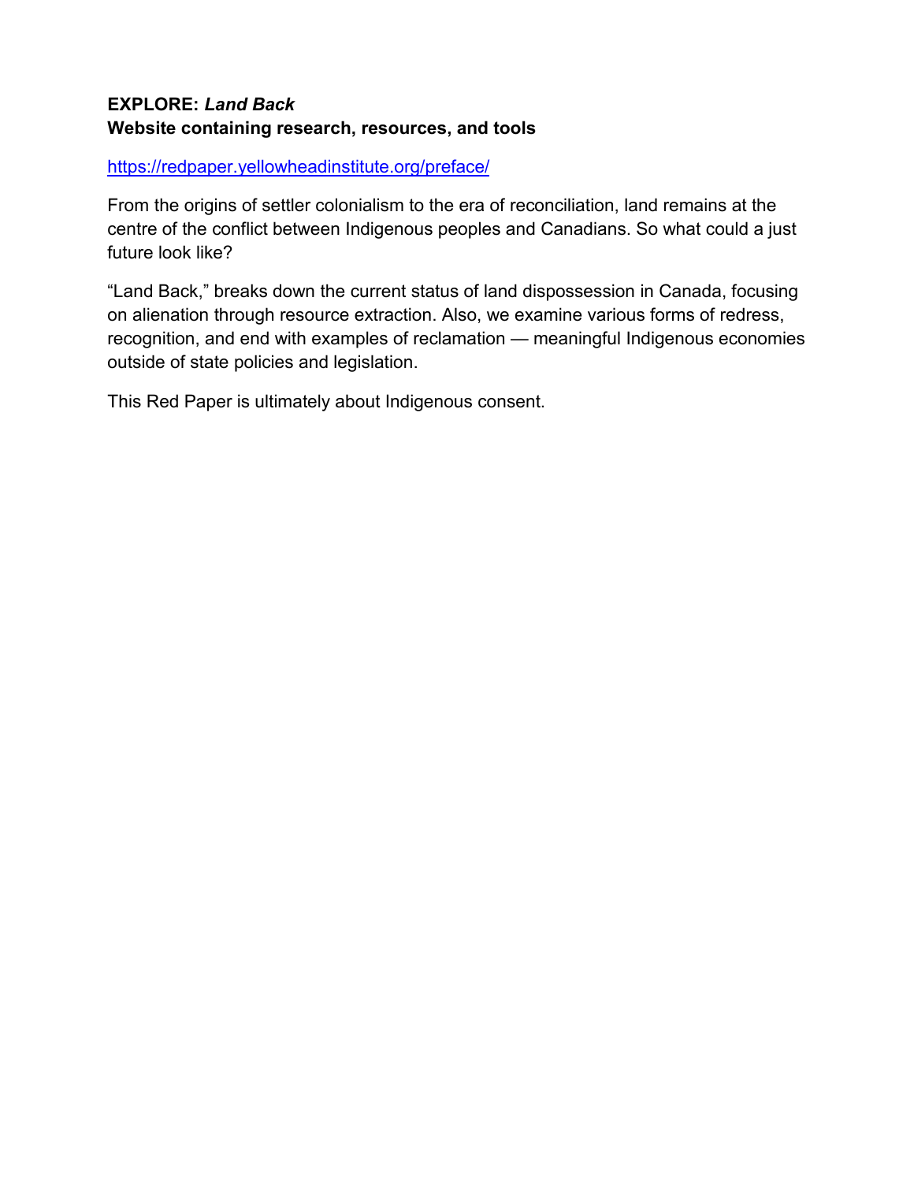**EXPLORE:** ***Land Back***
**Website containing research, resources, and tools**

https://redpaper.yellowheadinstitute.org/preface/

From the origins of settler colonialism to the era of reconciliation, land remains at the centre of the conflict between Indigenous peoples and Canadians. So what could a just future look like?

“Land Back,” breaks down the current status of land dispossession in Canada, focusing on alienation through resource extraction. Also, we examine various forms of redress, recognition, and end with examples of reclamation — meaningful Indigenous economies outside of state policies and legislation.

This Red Paper is ultimately about Indigenous consent.